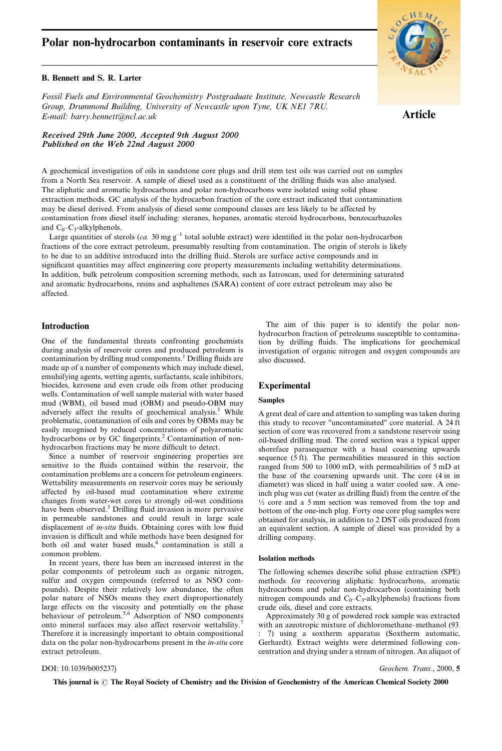# Polar non-hydrocarbon contaminants in reservoir core extracts

**B. Bennett and S. R. Larter**

*Fossil Fuels and Environmental Geochemistry Postgraduate Institute, Newcastle Research Group, Drummond Building, University of Newcastle upon Tyne, UK NE1 7RU. E-mail: barry.bennett@ncl.ac.uk*

**Article**

***Received 29th June 2000, Accepted 9th August 2000***
***Published on the Web 22nd August 2000***

A geochemical investigation of oils in sandstone core plugs and drill stem test oils was carried out on samples from a North Sea reservoir. A sample of diesel used as a constituent of the drilling fluids was also analysed. The aliphatic and aromatic hydrocarbons and polar non-hydrocarbons were isolated using solid phase extraction methods. GC analysis of the hydrocarbon fraction of the core extract indicated that contamination may be diesel derived. From analysis of diesel some compound classes are less likely to be affected by contamination from diesel itself including: steranes, hopanes, aromatic steroid hydrocarbons, benzocarbazoles and $C_0$–$C_3$-alkylphenols.

Large quantities of sterols (*ca.* 30 mg $g^{-1}$ total soluble extract) were identified in the polar non-hydrocarbon fractions of the core extract petroleum, presumably resulting from contamination. The origin of sterols is likely to be due to an additive introduced into the drilling fluid. Sterols are surface active compounds and in significant quantities may affect engineering core property measurements including wettability determinations. In addition, bulk petroleum composition screening methods, such as Iatroscan, used for determining saturated and aromatic hydrocarbons, resins and asphaltenes (SARA) content of core extract petroleum may also be affected.

## Introduction

One of the fundamental threats confronting geochemists during analysis of reservoir cores and produced petroleum is contamination by drilling mud components.[1] Drilling fluids are made up of a number of components which may include diesel, emulsifying agents, wetting agents, surfactants, scale inhibitors, biocides, kerosene and even crude oils from other producing wells. Contamination of well sample material with water based mud (WBM), oil based mud (OBM) and pseudo-OBM may adversely affect the results of geochemical analysis.[1] While problematic, contamination of oils and cores by OBMs may be easily recognised by reduced concentrations of polyaromatic hydrocarbons or by GC fingerprints.[2] Contamination of non-hydrocarbon fractions may be more difficult to detect.

Since a number of reservoir engineering properties are sensitive to the fluids contained within the reservoir, the contamination problems are a concern for petroleum engineers. Wettability measurements on reservoir cores may be seriously affected by oil-based mud contamination where extreme changes from water-wet cores to strongly oil-wet conditions have been observed.[3] Drilling fluid invasion is more pervasive in permeable sandstones and could result in large scale displacement of *in-situ* fluids. Obtaining cores with low fluid invasion is difficult and while methods have been designed for both oil and water based muds,[4] contamination is still a common problem.

In recent years, there has been an increased interest in the polar components of petroleum such as organic nitrogen, sulfur and oxygen compounds (referred to as NSO compounds). Despite their relatively low abundance, the often polar nature of NSOs means they exert disproportionately large effects on the viscosity and potentially on the phase behaviour of petroleum.[5,6] Adsorption of NSO components onto mineral surfaces may also affect reservoir wettability.[7] Therefore it is increasingly important to obtain compositional data on the polar non-hydrocarbons present in the *in-situ* core extract petroleum.

The aim of this paper is to identify the polar non-hydrocarbon fraction of petroleums susceptible to contamination by drilling fluids. The implications for geochemical investigation of organic nitrogen and oxygen compounds are also discussed.

## Experimental

### Samples

A great deal of care and attention to sampling was taken during this study to recover "uncontaminated" core material. A 24 ft section of core was recovered from a sandstone reservoir using oil-based drilling mud. The cored section was a typical upper shoreface parasequence with a basal coarsening upwards sequence (5 ft). The permeabilities measured in this section ranged from 500 to 1000 mD, with permeabilities of 5 mD at the base of the coarsening upwards unit. The core (4 in in diameter) was sliced in half using a water cooled saw. A one-inch plug was cut (water as drilling fluid) from the centre of the ½ core and a 5 mm section was removed from the top and bottom of the one-inch plug. Forty one core plug samples were obtained for analysis, in addition to 2 DST oils produced from an equivalent section. A sample of diesel was provided by a drilling company.

#### Isolation methods

The following schemes describe solid phase extraction (SPE) methods for recovering aliphatic hydrocarbons, aromatic hydrocarbons and polar non-hydrocarbon (containing both nitrogen compounds and $C_0$–$C_3$-alkylphenols) fractions from crude oils, diesel and core extracts.

Approximately 30 g of powdered rock sample was extracted with an azeotropic mixture of dichloromethane–methanol (93 : 7) using a soxtherm apparatus (Soxtherm automatic, Gerhardt). Extract weights were determined following concentration and drying under a stream of nitrogen. An aliquot of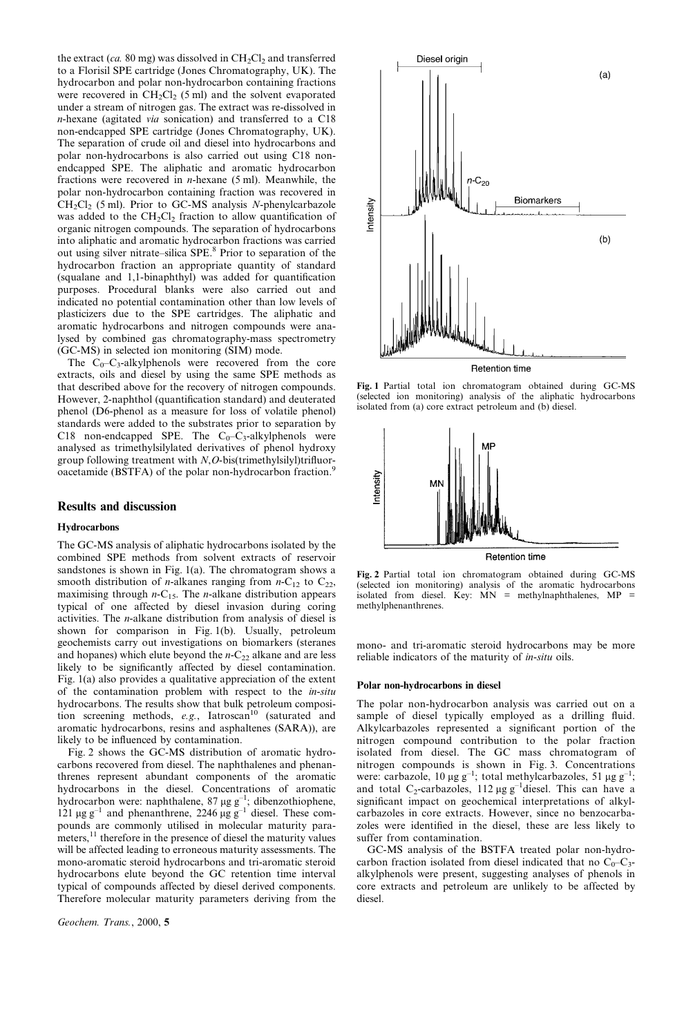the extract (*ca.* 80 mg) was dissolved in $CH_2Cl_2$ and transferred to a Florisil SPE cartridge (Jones Chromatography, UK). The hydrocarbon and polar non-hydrocarbon containing fractions were recovered in $CH_2Cl_2$ (5 ml) and the solvent evaporated under a stream of nitrogen gas. The extract was re-dissolved in *n*-hexane (agitated *via* sonication) and transferred to a C18 non-endcapped SPE cartridge (Jones Chromatography, UK). The separation of crude oil and diesel into hydrocarbons and polar non-hydrocarbons is also carried out using C18 non-endcapped SPE. The aliphatic and aromatic hydrocarbon fractions were recovered in *n*-hexane (5 ml). Meanwhile, the polar non-hydrocarbon containing fraction was recovered in $CH_2Cl_2$ (5 ml). Prior to GC-MS analysis *N*-phenylcarbazole was added to the $CH_2Cl_2$ fraction to allow quantification of organic nitrogen compounds. The separation of hydrocarbons into aliphatic and aromatic hydrocarbon fractions was carried out using silver nitrate–silica SPE.[8] Prior to separation of the hydrocarbon fraction an appropriate quantity of standard (squalane and 1,1-binaphthyl) was added for quantification purposes. Procedural blanks were also carried out and indicated no potential contamination other than low levels of plasticizers due to the SPE cartridges. The aliphatic and aromatic hydrocarbons and nitrogen compounds were analysed by combined gas chromatography-mass spectrometry (GC-MS) in selected ion monitoring (SIM) mode.

The $C_0$–$C_3$-alkylphenols were recovered from the core extracts, oils and diesel by using the same SPE methods as that described above for the recovery of nitrogen compounds. However, 2-naphthol (quantification standard) and deuterated phenol (D6-phenol as a measure for loss of volatile phenol) standards were added to the substrates prior to separation by C18 non-endcapped SPE. The $C_0$–$C_3$-alkylphenols were analysed as trimethylsilylated derivatives of phenol hydroxy group following treatment with *N*,*O*-bis(trimethylsilyl)trifluoroacetamide (BSTFA) of the polar non-hydrocarbon fraction.[9]

## Results and discussion

### Hydrocarbons

The GC-MS analysis of aliphatic hydrocarbons isolated by the combined SPE methods from solvent extracts of reservoir sandstones is shown in Fig. 1(a). The chromatogram shows a smooth distribution of *n*-alkanes ranging from *n*-$C_{12}$ to $C_{22}$, maximising through *n*-$C_{15}$. The *n*-alkane distribution appears typical of one affected by diesel invasion during coring activities. The *n*-alkane distribution from analysis of diesel is shown for comparison in Fig. 1(b). Usually, petroleum geochemists carry out investigations on biomarkers (steranes and hopanes) which elute beyond the *n*-$C_{22}$ alkane and are less likely to be significantly affected by diesel contamination. Fig. 1(a) also provides a qualitative appreciation of the extent of the contamination problem with respect to the *in-situ* hydrocarbons. The results show that bulk petroleum composition screening methods, *e.g.*, Iatroscan[10] (saturated and aromatic hydrocarbons, resins and asphaltenes (SARA)), are likely to be influenced by contamination.

Fig. 2 shows the GC-MS distribution of aromatic hydrocarbons recovered from diesel. The naphthalenes and phenanthrenes represent abundant components of the aromatic hydrocarbons in the diesel. Concentrations of aromatic hydrocarbon were: naphthalene, 87 $\mu g\ g^{-1}$; dibenzothiophene, 121 $\mu g\ g^{-1}$ and phenanthrene, 2246 $\mu g\ g^{-1}$ diesel. These compounds are commonly utilised in molecular maturity parameters,[11] therefore in the presence of diesel the maturity values will be affected leading to erroneous maturity assessments. The mono-aromatic steroid hydrocarbons and tri-aromatic steroid hydrocarbons elute beyond the GC retention time interval typical of compounds affected by diesel derived components. Therefore molecular maturity parameters deriving from the mono- and tri-aromatic steroid hydrocarbons may be more reliable indicators of the maturity of *in-situ* oils.

Fig. 1 Partial total ion chromatogram obtained during GC-MS (selected ion monitoring) analysis of the aliphatic hydrocarbons isolated from (a) core extract petroleum and (b) diesel.

Fig. 2 Partial total ion chromatogram obtained during GC-MS (selected ion monitoring) analysis of the aromatic hydrocarbons isolated from diesel. Key: MN = methylnaphthalenes, MP = methylphenanthrenes.

### Polar non-hydrocarbons in diesel

The polar non-hydrocarbon analysis was carried out on a sample of diesel typically employed as a drilling fluid. Alkylcarbazoles represented a significant portion of the nitrogen compound contribution to the polar fraction isolated from diesel. The GC mass chromatogram of nitrogen compounds is shown in Fig. 3. Concentrations were: carbazole, 10 $\mu g\ g^{-1}$; total methylcarbazoles, 51 $\mu g\ g^{-1}$; and total $C_2$-carbazoles, 112 $\mu g\ g^{-1}$diesel. This can have a significant impact on geochemical interpretations of alkylcarbazoles in core extracts. However, since no benzocarbazoles were identified in the diesel, these are less likely to suffer from contamination.

GC-MS analysis of the BSTFA treated polar non-hydrocarbon fraction isolated from diesel indicated that no $C_0$–$C_3$-alkylphenols were present, suggesting analyses of phenols in core extracts and petroleum are unlikely to be affected by diesel.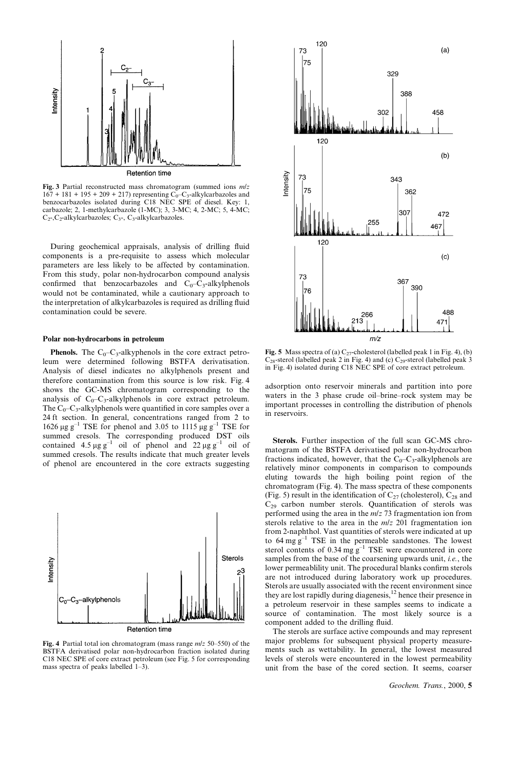Fig. 3 Partial reconstructed mass chromatogram (summed ions $m/z$ 167 + 181 + 195 + 209 + 217) representing $C_0$–$C_3$-alkylcarbazoles and benzocarbazoles isolated during C18 NEC SPE of diesel. Key: 1, carbazole; 2, 1-methylcarbazole (1-MC); 3, 3-MC; 4, 2-MC; 5, 4-MC; $C_2$-, $C_2$-alkylcarbazoles; $C_3$-, $C_3$-alkylcarbazoles.

During geochemical appraisals, analysis of drilling fluid components is a pre-requisite to assess which molecular parameters are less likely to be affected by contamination. From this study, polar non-hydrocarbon compound analysis confirmed that benzocarbazoles and $C_0$–$C_3$-alkylphenols would not be contaminated, while a cautionary approach to the interpretation of alkylcarbazoles is required as drilling fluid contamination could be severe.

#### Polar non-hydrocarbons in petroleum

**Phenols.** The $C_0$–$C_3$-alkyphenols in the core extract petroleum were determined following BSTFA derivatisation. Analysis of diesel indicates no alkylphenols present and therefore contamination from this source is low risk. Fig. 4 shows the GC-MS chromatogram corresponding to the analysis of $C_0$–$C_3$-alkylphenols in core extract petroleum. The $C_0$–$C_3$-alkylphenols were quantified in core samples over a 24 ft section. In general, concentrations ranged from 2 to 1626 μg $g^{-1}$ TSE for phenol and 3.05 to 1115 μg $g^{-1}$ TSE for summed cresols. The corresponding produced DST oils contained 4.5 μg $g^{-1}$ oil of phenol and 22 μg $g^{-1}$ oil of summed cresols. The results indicate that much greater levels of phenol are encountered in the core extracts suggesting adsorption onto reservoir minerals and partition into pore waters in the 3 phase crude oil–brine–rock system may be important processes in controlling the distribution of phenols in reservoirs.

Fig. 4 Partial total ion chromatogram (mass range $m/z$ 50–550) of the BSTFA derivatised polar non-hydrocarbon fraction isolated during C18 NEC SPE of core extract petroleum (see Fig. 5 for corresponding mass spectra of peaks labelled 1–3).

Fig. 5 Mass spectra of (a) $C_{27}$-cholesterol (labelled peak 1 in Fig. 4), (b) $C_{28}$-sterol (labelled peak 2 in Fig. 4) and (c) $C_{29}$-sterol (labelled peak 3 in Fig. 4) isolated during C18 NEC SPE of core extract petroleum.

**Sterols.** Further inspection of the full scan GC-MS chromatogram of the BSTFA derivatised polar non-hydrocarbon fractions indicated, however, that the $C_0$–$C_3$-alkylphenols are relatively minor components in comparison to compounds eluting towards the high boiling point region of the chromatogram (Fig. 4). The mass spectra of these components (Fig. 5) result in the identification of $C_{27}$ (cholesterol), $C_{28}$ and $C_{29}$ carbon number sterols. Quantification of sterols was performed using the area in the $m/z$ 73 fragmentation ion from sterols relative to the area in the $m/z$ 201 fragmentation ion from 2-naphthol. Vast quantities of sterols were indicated at up to 64 mg $g^{-1}$ TSE in the permeable sandstones. The lowest sterol contents of 0.34 mg $g^{-1}$ TSE were encountered in core samples from the base of the coarsening upwards unit, *i.e.*, the lower permeablility unit. The procedural blanks confirm sterols are not introduced during laboratory work up procedures. Sterols are usually associated with the recent environment since they are lost rapidly during diagenesis,[12] hence their presence in a petroleum reservoir in these samples seems to indicate a source of contamination. The most likely source is a component added to the drilling fluid.

The sterols are surface active compounds and may represent major problems for subsequent physical property measurements such as wettability. In general, the lowest measured levels of sterols were encountered in the lowest permeability unit from the base of the cored section. It seems, coarser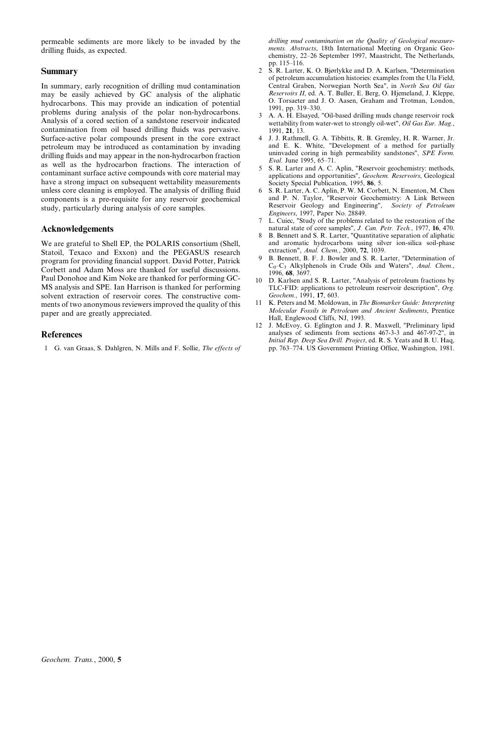permeable sediments are more likely to be invaded by the drilling fluids, as expected.

## Summary

In summary, early recognition of drilling mud contamination may be easily achieved by GC analysis of the aliphatic hydrocarbons. This may provide an indication of potential problems during analysis of the polar non-hydrocarbons. Analysis of a cored section of a sandstone reservoir indicated contamination from oil based drilling fluids was pervasive. Surface-active polar compounds present in the core extract petroleum may be introduced as contamination by invading drilling fluids and may appear in the non-hydrocarbon fraction as well as the hydrocarbon fractions. The interaction of contaminant surface active compounds with core material may have a strong impact on subsequent wettability measurements unless core cleaning is employed. The analysis of drilling fluid components is a pre-requisite for any reservoir geochemical study, particularly during analysis of core samples.

## Acknowledgements

We are grateful to Shell EP, the POLARIS consortium (Shell, Statoil, Texaco and Exxon) and the PEGASUS research program for providing financial support. David Potter, Patrick Corbett and Adam Moss are thanked for useful discussions. Paul Donohoe and Kim Noke are thanked for performing GC-MS analysis and SPE. Ian Harrison is thanked for performing solvent extraction of reservoir cores. The constructive comments of two anonymous reviewers improved the quality of this paper and are greatly appreciated.

## References

1. G. van Graas, S. Dahlgren, N. Mills and F. Sollie, *The effects of drilling mud contamination on the Quality of Geological measurements. Abstracts*, 18th International Meeting on Organic Geochemistry, 22–26 September 1997, Maastricht, The Netherlands, pp. 115–116.
2. S. R. Larter, K. O. Bjørlykke and D. A. Karlsen, "Determination of petroleum accumulation histories: examples from the Ula Field, Central Graben, Norwegian North Sea", in *North Sea Oil Gas Reservoirs II*, ed. A. T. Buller, E. Berg, O. Hjemeland, J. Kleppe, O. Torsaeter and J. O. Aasen, Graham and Trotman, London, 1991, pp. 319–330.
3. A. A. H. Elsayed, "Oil-based drilling muds change reservoir rock wettability from water-wet to strongly oil-wet", *Oil Gas Eur. Mag.*, 1991, **21**, 13.
4. J. J. Rathmell, G. A. Tibbitts, R. B. Gremley, H. R. Warner, Jr. and E. K. White, "Development of a method for partially uninvaded coring in high permeability sandstones", *SPE Form. Eval.* June 1995, 65–71.
5. S. R. Larter and A. C. Aplin, "Reservoir geochemistry: methods, applications and opportunities", *Geochem. Reservoirs*, Geological Society Special Publication, 1995, **86**, 5.
6. S. R. Larter, A. C. Aplin, P. W. M. Corbett, N. Ementon, M. Chen and P. N. Taylor, "Reservoir Geochemistry: A Link Between Reservoir Geology and Engineering", *Society of Petroleum Engineers*, 1997, Paper No. 28849.
7. L. Cuiec, "Study of the problems related to the restoration of the natural state of core samples", *J. Can. Petr. Tech.*, 1977, **16**, 470.
8. B. Bennett and S. R. Larter, "Quantitative separation of aliphatic and aromatic hydrocarbons using silver ion-silica soil-phase extraction", *Anal. Chem.*, 2000, **72**, 1039.
9. B. Bennett, B. F. J. Bowler and S. R. Larter, "Determination of $C_0$–$C_3$ Alkylphenols in Crude Oils and Waters", *Anal. Chem.*, 1996, **68**, 3697.
10. D. Karlsen and S. R. Larter, "Analysis of petroleum fractions by TLC-FID: applications to petroleum reservoir description", *Org. Geochem.*, 1991, **17**, 603.
11. K. Peters and M. Moldowan, in *The Biomarker Guide: Interpreting Molecular Fossils in Petroleum and Ancient Sediments*, Prentice Hall, Englewood Cliffs, NJ, 1993.
12. J. McEvoy, G. Eglington and J. R. Maxwell, "Preliminary lipid analyses of sediments from sections 467-3-3 and 467-97-2", in *Initial Rep. Deep Sea Drill. Project*, ed. R. S. Yeats and B. U. Haq, pp. 763–774. US Government Printing Office, Washington, 1981.